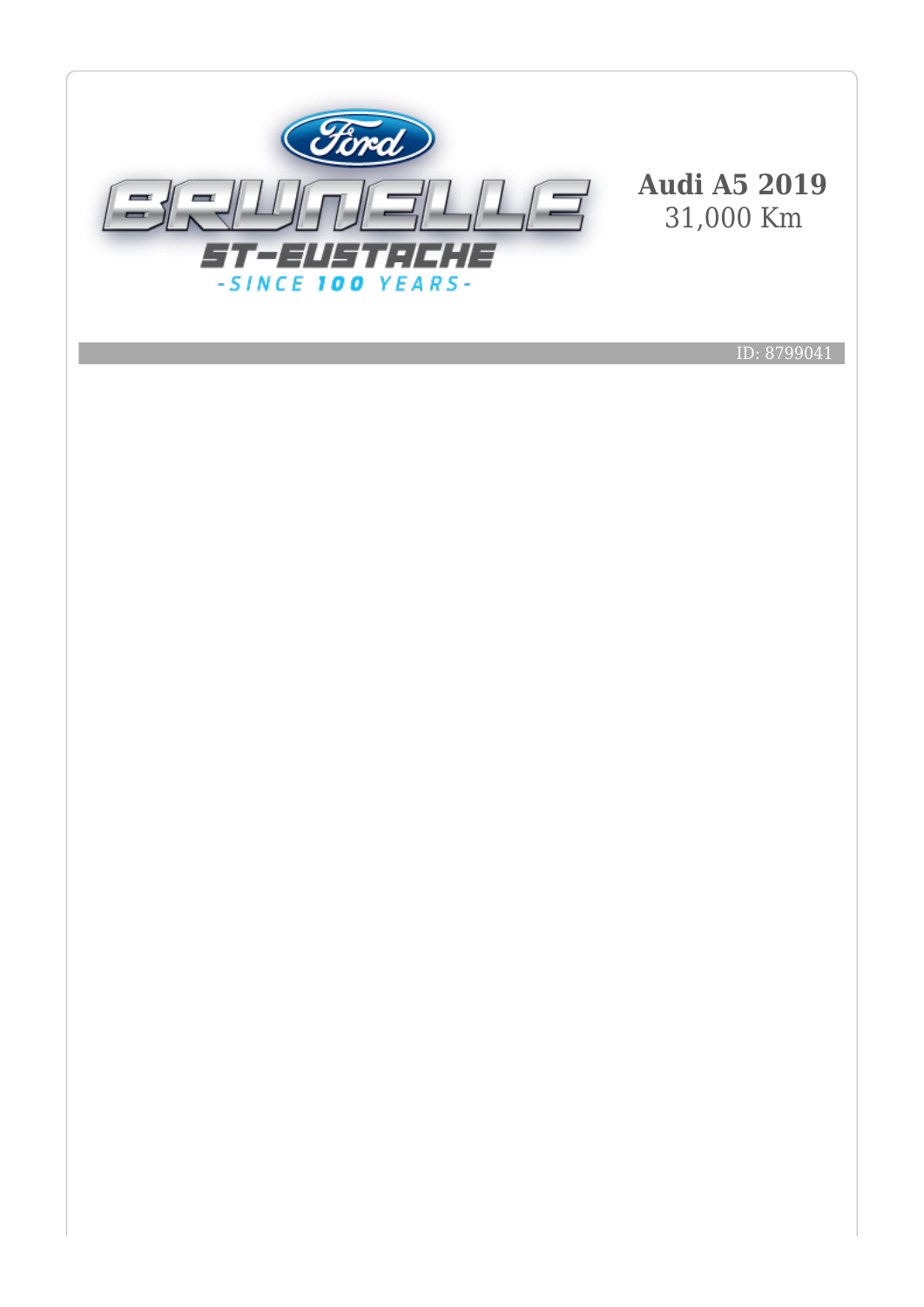# Audi A5 2019

31,000 Km

ID: 8799041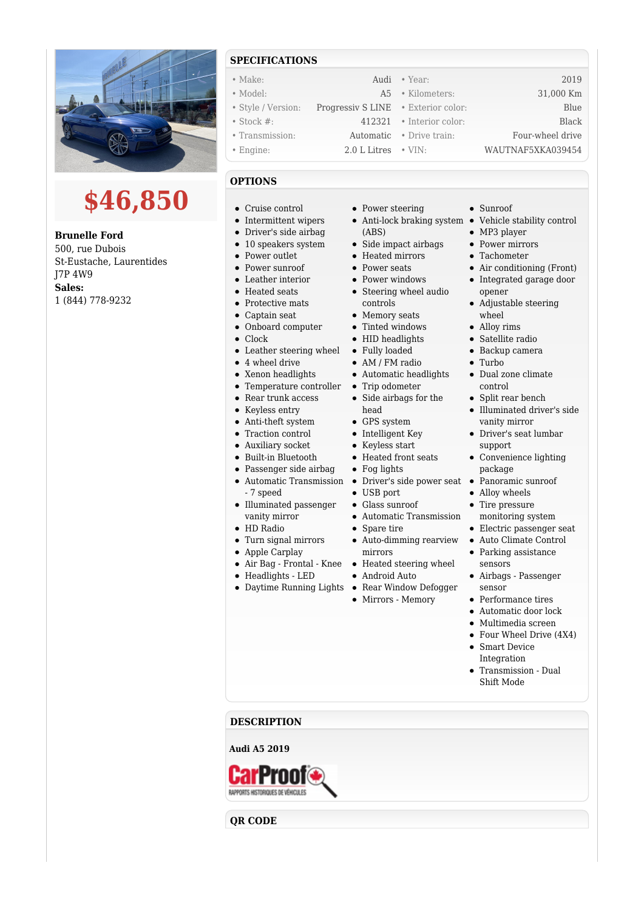**$46,850**

**Brunelle Ford**
500, rue Dubois
St-Eustache, Laurentides
J7P 4W9
**Sales:**
1 (844) 778-9232

## SPECIFICATIONS

| | | | |
|---|---|---|---|
| • Make: | Audi | • Year: | 2019 |
| • Model: | A5 | • Kilometers: | 31,000 Km |
| • Style / Version: | Progressiv S LINE | • Exterior color: | Blue |
| • Stock #: | 412321 | • Interior color: | Black |
| • Transmission: | Automatic | • Drive train: | Four-wheel drive |
| • Engine: | 2.0 L Litres | • VIN: | WAUTNAF5XKA039454 |

## OPTIONS

- Cruise control
- Intermittent wipers
- Driver's side airbag
- 10 speakers system
- Power outlet
- Power sunroof
- Leather interior
- Heated seats
- Protective mats
- Captain seat
- Onboard computer
- Clock
- Leather steering wheel
- 4 wheel drive
- Xenon headlights
- Temperature controller
- Rear trunk access
- Keyless entry
- Anti-theft system
- Traction control
- Auxiliary socket
- Built-in Bluetooth
- Passenger side airbag
- Automatic Transmission - 7 speed
- Illuminated passenger vanity mirror
- HD Radio
- Turn signal mirrors
- Apple Carplay
- Air Bag - Frontal - Knee
- Headlights - LED
- Daytime Running Lights
- Power steering
- Anti-lock braking system (ABS)
- Side impact airbags
- Heated mirrors
- Power seats
- Power windows
- Steering wheel audio controls
- Memory seats
- Tinted windows
- HID headlights
- Fully loaded
- AM / FM radio
- Automatic headlights
- Trip odometer
- Side airbags for the head
- GPS system
- Intelligent Key
- Keyless start
- Heated front seats
- Fog lights
- Driver's side power seat
- USB port
- Glass sunroof
- Automatic Transmission
- Spare tire
- Auto-dimming rearview mirrors
- Heated steering wheel
- Android Auto
- Rear Window Defogger
- Mirrors - Memory
- Sunroof
- Vehicle stability control
- MP3 player
- Power mirrors
- Tachometer
- Air conditioning (Front)
- Integrated garage door opener
- Adjustable steering wheel
- Alloy rims
- Satellite radio
- Backup camera
- Turbo
- Dual zone climate control
- Split rear bench
- Illuminated driver's side vanity mirror
- Driver's seat lumbar support
- Convenience lighting package
- Panoramic sunroof
- Alloy wheels
- Tire pressure monitoring system
- Electric passenger seat
- Auto Climate Control
- Parking assistance sensors
- Airbags - Passenger sensor
- Performance tires
- Automatic door lock
- Multimedia screen
- Four Wheel Drive (4X4)
- Smart Device Integration
- Transmission - Dual Shift Mode

## DESCRIPTION

**Audi A5 2019**

CarProof RAPPORTS HISTORIQUES DE VÉHICULES

## QR CODE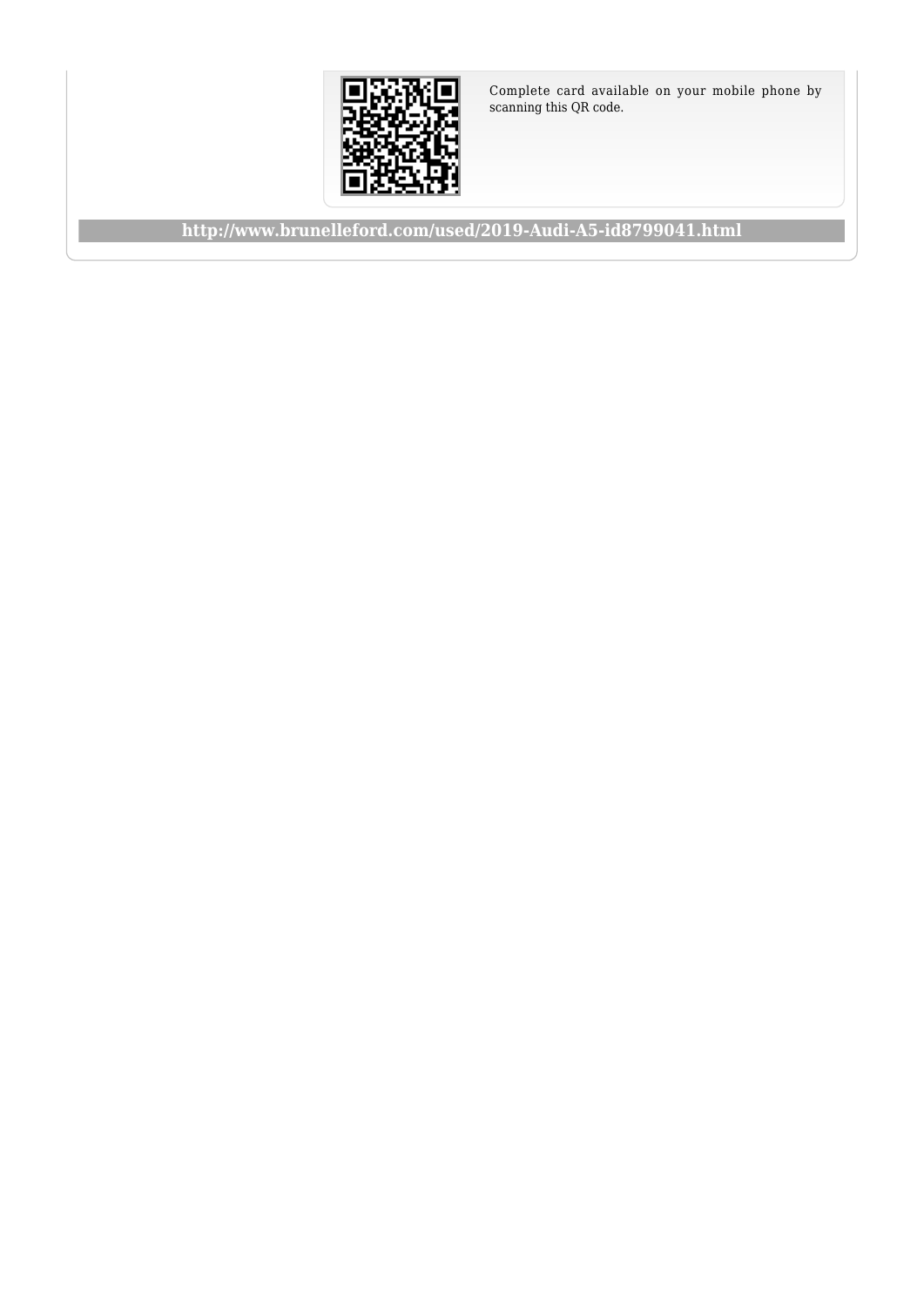Complete card available on your mobile phone by scanning this QR code.

**http://www.brunelleford.com/used/2019-Audi-A5-id8799041.html**